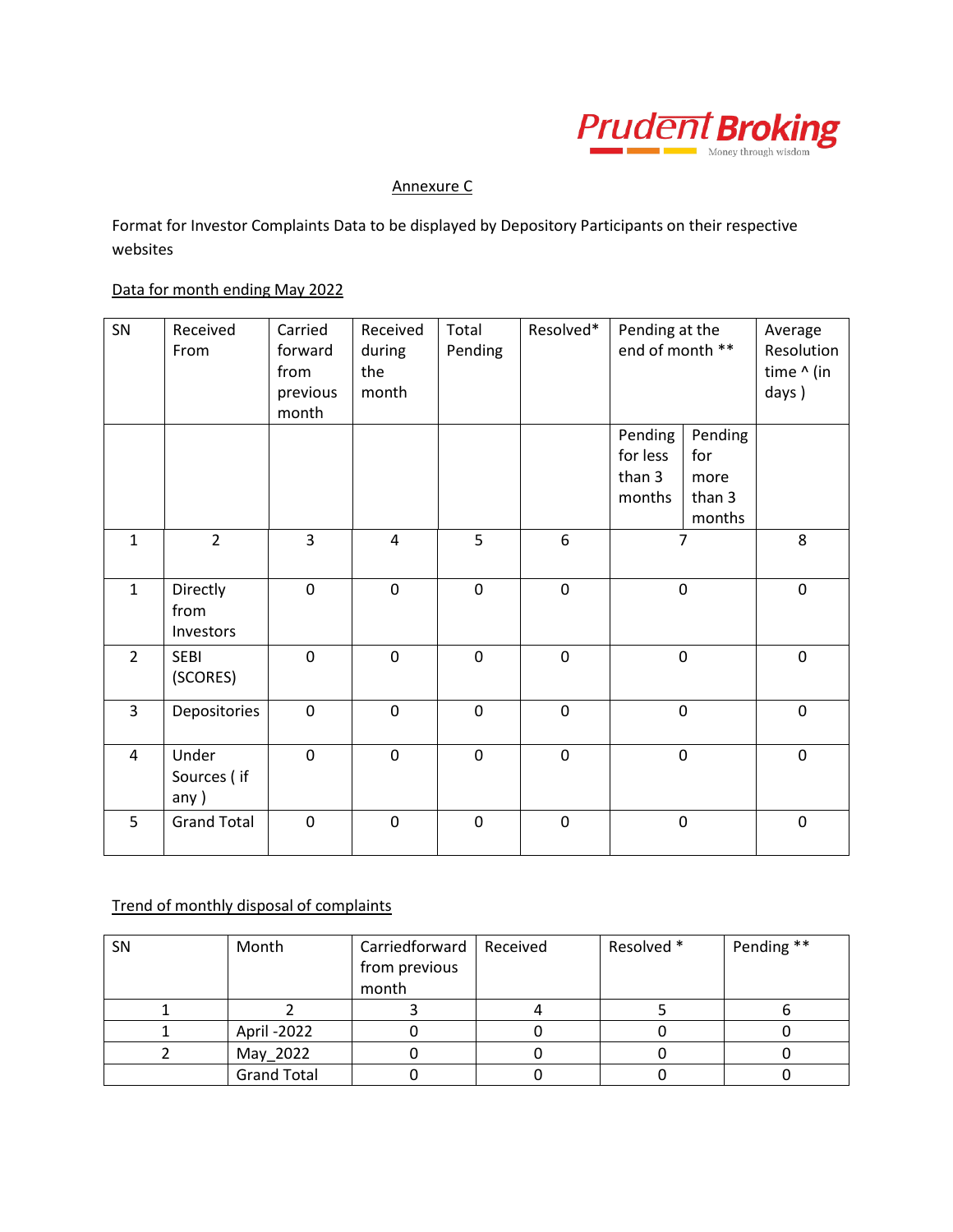Prudent Broking

Money through wisdom

Annexure C

Format for Investor Complaints Data to be displayed by Depository Participants on their respective websites

Data for month ending May 2022

| SN | Received From | Carried forward from previous month | Received during the month | Total Pending | Resolved* | Pending at the end of month ** | | Average Resolution time ^ (in days ) |
|---|---|---|---|---|---|---|---|---|
| | | | | | | Pending for less than 3 months | Pending for more than 3 months | |
| 1 | 2 | 3 | 4 | 5 | 6 | 7 | | 8 |
| 1 | Directly from Investors | 0 | 0 | 0 | 0 | 0 | | 0 |
| 2 | SEBI (SCORES) | 0 | 0 | 0 | 0 | 0 | | 0 |
| 3 | Depositories | 0 | 0 | 0 | 0 | 0 | | 0 |
| 4 | Under Sources ( if any ) | 0 | 0 | 0 | 0 | 0 | | 0 |
| 5 | Grand Total | 0 | 0 | 0 | 0 | 0 | | 0 |

Trend of monthly disposal of complaints

| SN | Month | Carriedforward from previous month | Received | Resolved * | Pending ** |
|---|---|---|---|---|---|
| 1 | 2 | 3 | 4 | 5 | 6 |
| 1 | April -2022 | 0 | 0 | 0 | 0 |
| 2 | May_2022 | 0 | 0 | 0 | 0 |
| | Grand Total | 0 | 0 | 0 | 0 |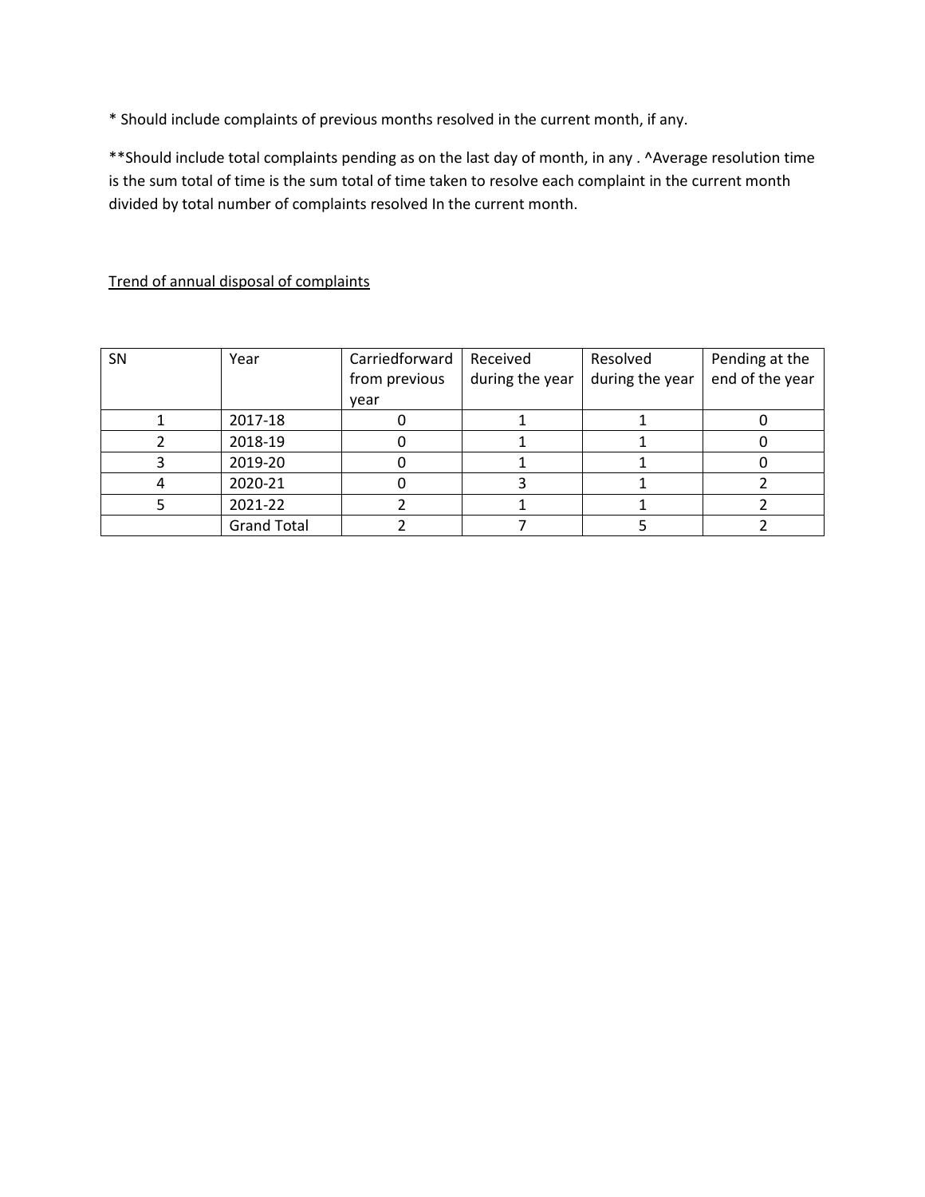* Should include complaints of previous months resolved in the current month, if any.

**Should include total complaints pending as on the last day of month, in any . ^Average resolution time is the sum total of time is the sum total of time taken to resolve each complaint in the current month divided by total number of complaints resolved In the current month.

<u>Trend of annual disposal of complaints</u>

| SN | Year | Carriedforward from previous year | Received during the year | Resolved during the year | Pending at the end of the year |
|---|---|---|---|---|---|
| 1 | 2017-18 | 0 | 1 | 1 | 0 |
| 2 | 2018-19 | 0 | 1 | 1 | 0 |
| 3 | 2019-20 | 0 | 1 | 1 | 0 |
| 4 | 2020-21 | 0 | 3 | 1 | 2 |
| 5 | 2021-22 | 2 | 1 | 1 | 2 |
| | Grand Total | 2 | 7 | 5 | 2 |